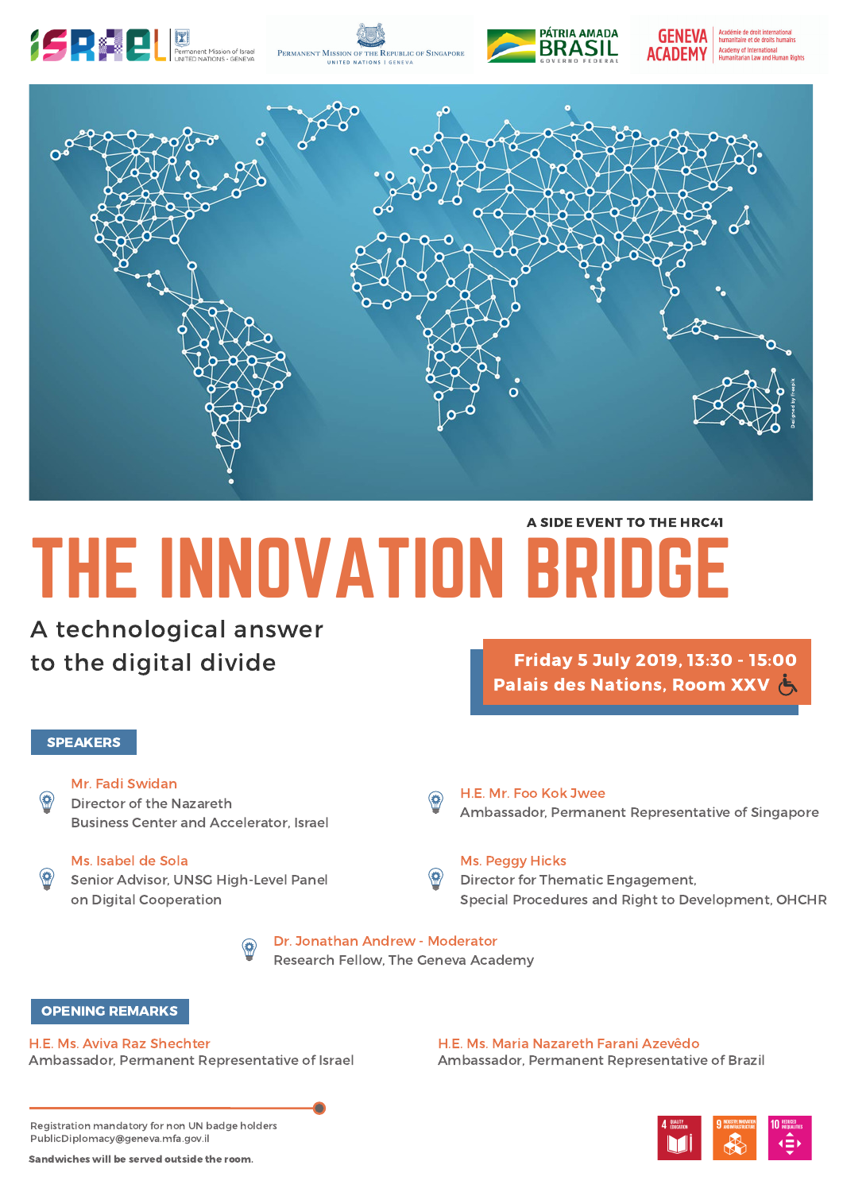Permanent Mission of Israel
UNITED NATIONS - GENEVA

Permanent Mission of the Republic of Singapore
UNITED NATIONS | GENEVA

PÁTRIA AMADA BRASIL
GOVERNO FEDERAL

GENEVA ACADEMY
Académie de droit international humanitaire et de droits humains
Academy of International Humanitarian Law and Human Rights

A SIDE EVENT TO THE HRC41

# THE INNOVATION BRIDGE

## A technological answer to the digital divide

**Friday 5 July 2019, 13:30 - 15:00**
**Palais des Nations, Room XXV**

### SPEAKERS

**Mr. Fadi Swidan**
Director of the Nazareth Business Center and Accelerator, Israel

**H.E. Mr. Foo Kok Jwee**
Ambassador, Permanent Representative of Singapore

**Ms. Isabel de Sola**
Senior Advisor, UNSG High-Level Panel on Digital Cooperation

**Ms. Peggy Hicks**
Director for Thematic Engagement, Special Procedures and Right to Development, OHCHR

**Dr. Jonathan Andrew - Moderator**
Research Fellow, The Geneva Academy

### OPENING REMARKS

**H.E. Ms. Aviva Raz Shechter**
Ambassador, Permanent Representative of Israel

**H.E. Ms. Maria Nazareth Farani Azevêdo**
Ambassador, Permanent Representative of Brazil

Registration mandatory for non UN badge holders
PublicDiplomacy@geneva.mfa.gov.il

**Sandwiches will be served outside the room.**

4 QUALITY EDUCATION | 9 INDUSTRY, INNOVATION AND INFRASTRUCTURE | 10 REDUCED INEQUALITIES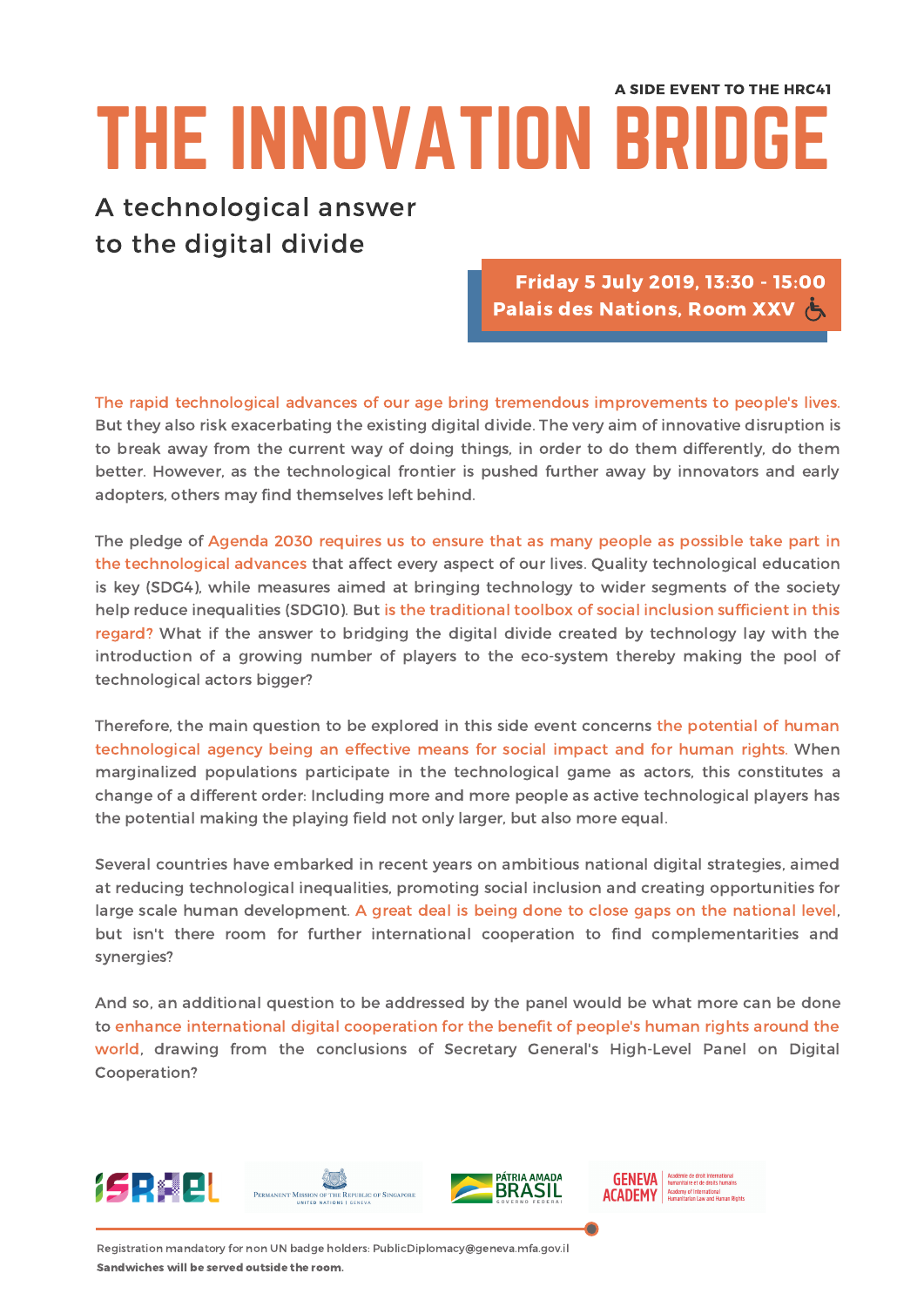A SIDE EVENT TO THE HRC41

# THE INNOVATION BRIDGE

## A technological answer to the digital divide

**Friday 5 July 2019, 13:30 - 15:00**
**Palais des Nations, Room XXV**

The rapid technological advances of our age bring tremendous improvements to people's lives. But they also risk exacerbating the existing digital divide. The very aim of innovative disruption is to break away from the current way of doing things, in order to do them differently, do them better. However, as the technological frontier is pushed further away by innovators and early adopters, others may find themselves left behind.

The pledge of Agenda 2030 requires us to ensure that as many people as possible take part in the technological advances that affect every aspect of our lives. Quality technological education is key (SDG4), while measures aimed at bringing technology to wider segments of the society help reduce inequalities (SDG10). But is the traditional toolbox of social inclusion sufficient in this regard? What if the answer to bridging the digital divide created by technology lay with the introduction of a growing number of players to the eco-system thereby making the pool of technological actors bigger?

Therefore, the main question to be explored in this side event concerns the potential of human technological agency being an effective means for social impact and for human rights. When marginalized populations participate in the technological game as actors, this constitutes a change of a different order: Including more and more people as active technological players has the potential making the playing field not only larger, but also more equal.

Several countries have embarked in recent years on ambitious national digital strategies, aimed at reducing technological inequalities, promoting social inclusion and creating opportunities for large scale human development. A great deal is being done to close gaps on the national level, but isn't there room for further international cooperation to find complementarities and synergies?

And so, an additional question to be addressed by the panel would be what more can be done to enhance international digital cooperation for the benefit of people's human rights around the world, drawing from the conclusions of Secretary General's High-Level Panel on Digital Cooperation?

ISRAEL | Permanent Mission of the Republic of Singapore, United Nations | Geneva | PÁTRIA AMADA BRASIL, GOVERNO FEDERAL | GENEVA ACADEMY, Académie de droit international humanitaire et de droits humains, Academy of International Humanitarian Law and Human Rights

Registration mandatory for non UN badge holders: PublicDiplomacy@geneva.mfa.gov.il

**Sandwiches will be served outside the room.**